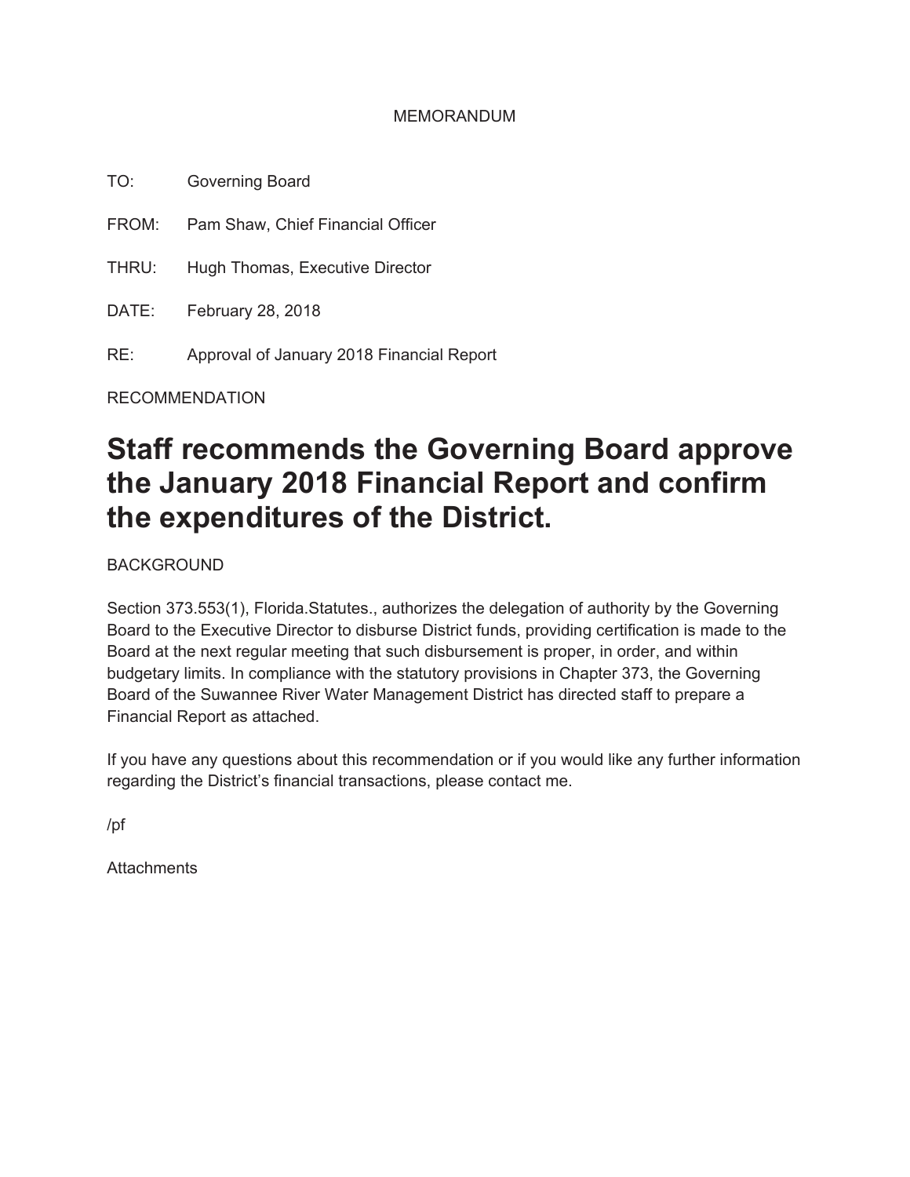MEMORANDUM

TO: Governing Board

FROM: Pam Shaw, Chief Financial Officer

THRU: Hugh Thomas, Executive Director

DATE: February 28, 2018

RE: Approval of January 2018 Financial Report

RECOMMENDATION

# Staff recommends the Governing Board approve the January 2018 Financial Report and confirm the expenditures of the District.

BACKGROUND

Section 373.553(1), Florida.Statutes., authorizes the delegation of authority by the Governing Board to the Executive Director to disburse District funds, providing certification is made to the Board at the next regular meeting that such disbursement is proper, in order, and within budgetary limits. In compliance with the statutory provisions in Chapter 373, the Governing Board of the Suwannee River Water Management District has directed staff to prepare a Financial Report as attached.

If you have any questions about this recommendation or if you would like any further information regarding the District's financial transactions, please contact me.

/pf

Attachments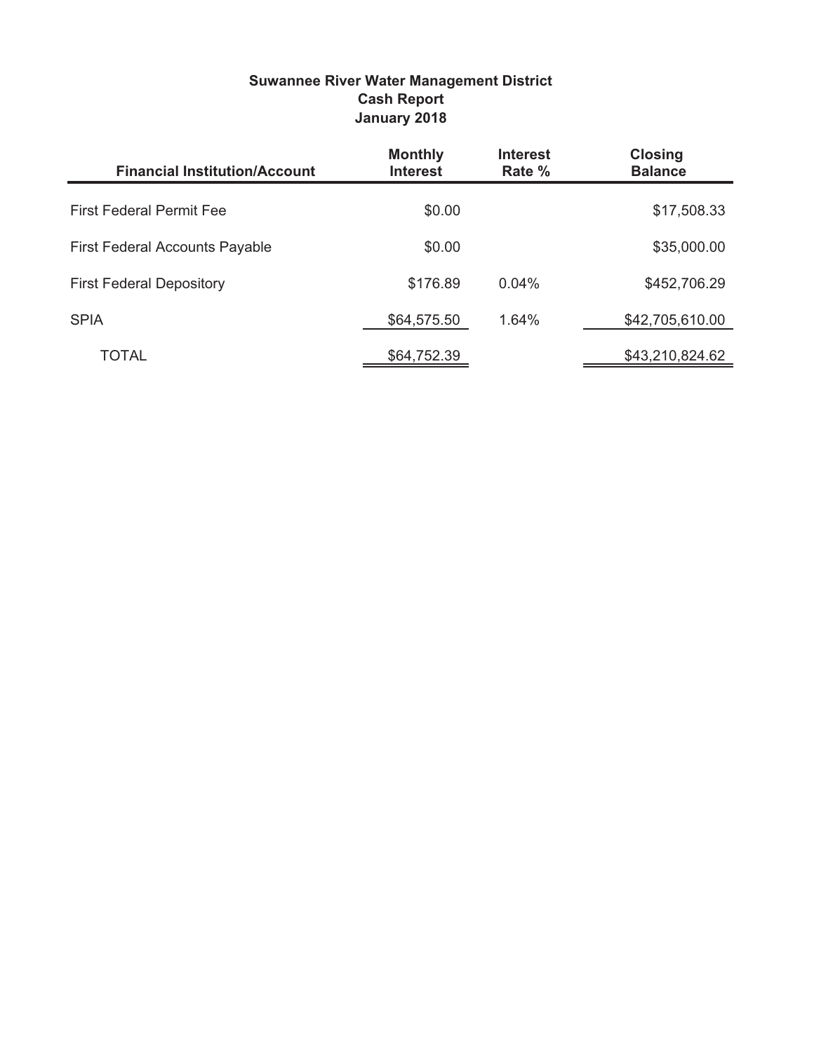**Suwannee River Water Management District**
**Cash Report**
**January 2018**

| Financial Institution/Account | Monthly Interest | Interest Rate % | Closing Balance |
|---|---|---|---|
| First Federal Permit Fee | $0.00 | | $17,508.33 |
| First Federal Accounts Payable | $0.00 | | $35,000.00 |
| First Federal Depository | $176.89 | 0.04% | $452,706.29 |
| SPIA | $64,575.50 | 1.64% | $42,705,610.00 |
| TOTAL | $64,752.39 | | $43,210,824.62 |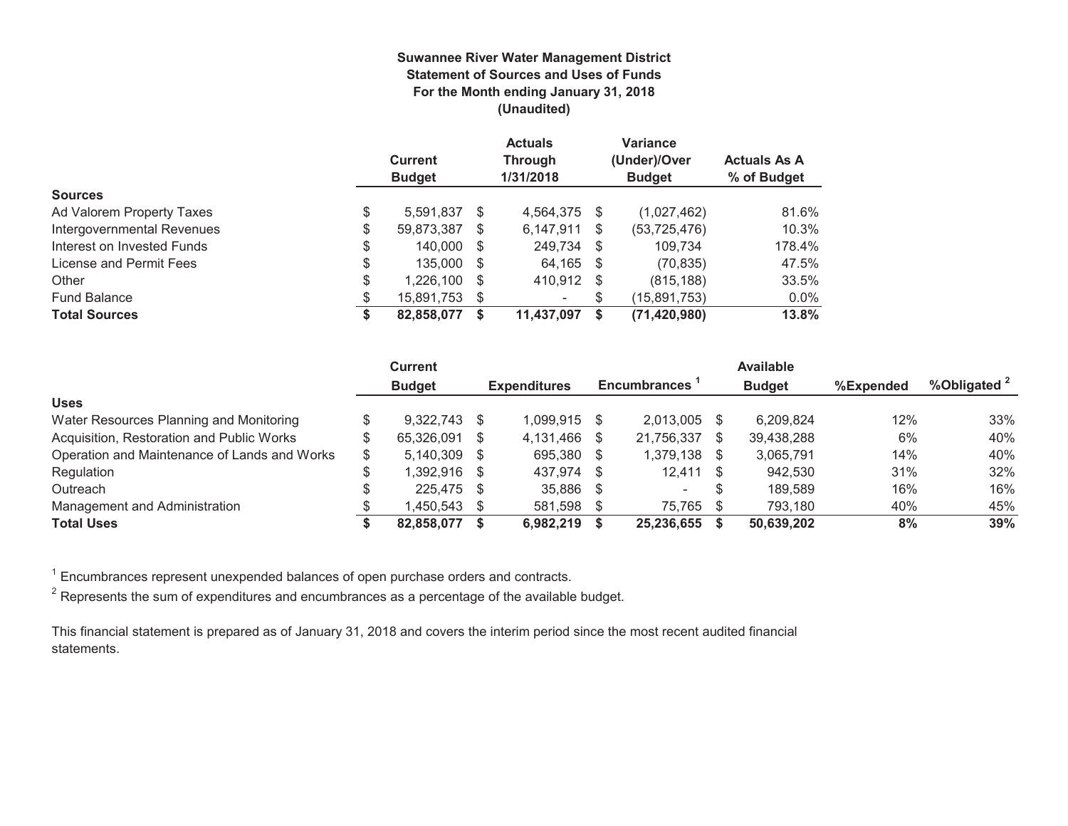**Suwannee River Water Management District**
**Statement of Sources and Uses of Funds**
**For the Month ending January 31, 2018**
**(Unaudited)**

| | Current Budget | Actuals Through 1/31/2018 | Variance (Under)/Over Budget | Actuals As A % of Budget |
|---|---|---|---|---|
| **Sources** | | | | |
| Ad Valorem Property Taxes | $ 5,591,837 | $ 4,564,375 | $ (1,027,462) | 81.6% |
| Intergovernmental Revenues | $ 59,873,387 | $ 6,147,911 | $ (53,725,476) | 10.3% |
| Interest on Invested Funds | $ 140,000 | $ 249,734 | $ 109,734 | 178.4% |
| License and Permit Fees | $ 135,000 | $ 64,165 | $ (70,835) | 47.5% |
| Other | $ 1,226,100 | $ 410,912 | $ (815,188) | 33.5% |
| Fund Balance | $ 15,891,753 | $ - | $ (15,891,753) | 0.0% |
| **Total Sources** | **$ 82,858,077** | **$ 11,437,097** | **$ (71,420,980)** | **13.8%** |

| | Current Budget | Expenditures | Encumbrances [1] | Available Budget | %Expended | %Obligated [2] |
|---|---|---|---|---|---|---|
| **Uses** | | | | | | |
| Water Resources Planning and Monitoring | $ 9,322,743 | $ 1,099,915 | $ 2,013,005 | $ 6,209,824 | 12% | 33% |
| Acquisition, Restoration and Public Works | $ 65,326,091 | $ 4,131,466 | $ 21,756,337 | $ 39,438,288 | 6% | 40% |
| Operation and Maintenance of Lands and Works | $ 5,140,309 | $ 695,380 | $ 1,379,138 | $ 3,065,791 | 14% | 40% |
| Regulation | $ 1,392,916 | $ 437,974 | $ 12,411 | $ 942,530 | 31% | 32% |
| Outreach | $ 225,475 | $ 35,886 | $ - | $ 189,589 | 16% | 16% |
| Management and Administration | $ 1,450,543 | $ 581,598 | $ 75,765 | $ 793,180 | 40% | 45% |
| **Total Uses** | **$ 82,858,077** | **$ 6,982,219** | **$ 25,236,655** | **$ 50,639,202** | **8%** | **39%** |

[1] Encumbrances represent unexpended balances of open purchase orders and contracts.

[2] Represents the sum of expenditures and encumbrances as a percentage of the available budget.

This financial statement is prepared as of January 31, 2018 and covers the interim period since the most recent audited financial statements.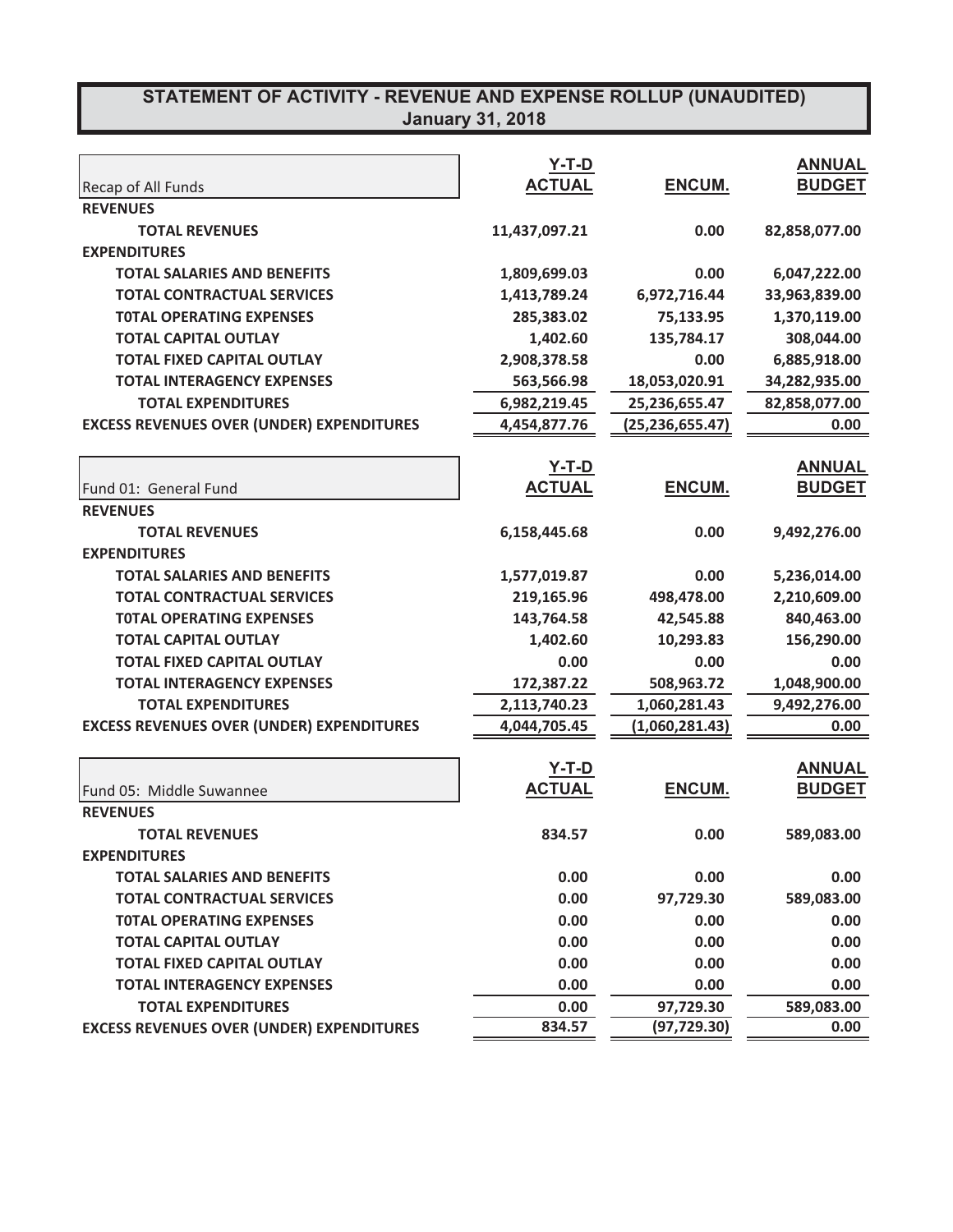# STATEMENT OF ACTIVITY - REVENUE AND EXPENSE ROLLUP (UNAUDITED)
## January 31, 2018

| Recap of All Funds | Y-T-D ACTUAL | ENCUM. | ANNUAL BUDGET |
|---|---|---|---|
| **REVENUES** | | | |
| **TOTAL REVENUES** | 11,437,097.21 | 0.00 | 82,858,077.00 |
| **EXPENDITURES** | | | |
| **TOTAL SALARIES AND BENEFITS** | 1,809,699.03 | 0.00 | 6,047,222.00 |
| **TOTAL CONTRACTUAL SERVICES** | 1,413,789.24 | 6,972,716.44 | 33,963,839.00 |
| **T0TAL OPERATING EXPENSES** | 285,383.02 | 75,133.95 | 1,370,119.00 |
| **TOTAL CAPITAL OUTLAY** | 1,402.60 | 135,784.17 | 308,044.00 |
| **TOTAL FIXED CAPITAL OUTLAY** | 2,908,378.58 | 0.00 | 6,885,918.00 |
| **TOTAL INTERAGENCY EXPENSES** | 563,566.98 | 18,053,020.91 | 34,282,935.00 |
| **TOTAL EXPENDITURES** | 6,982,219.45 | 25,236,655.47 | 82,858,077.00 |
| **EXCESS REVENUES OVER (UNDER) EXPENDITURES** | 4,454,877.76 | (25,236,655.47) | 0.00 |

| Fund 01: General Fund | Y-T-D ACTUAL | ENCUM. | ANNUAL BUDGET |
|---|---|---|---|
| **REVENUES** | | | |
| **TOTAL REVENUES** | 6,158,445.68 | 0.00 | 9,492,276.00 |
| **EXPENDITURES** | | | |
| **TOTAL SALARIES AND BENEFITS** | 1,577,019.87 | 0.00 | 5,236,014.00 |
| **TOTAL CONTRACTUAL SERVICES** | 219,165.96 | 498,478.00 | 2,210,609.00 |
| **T0TAL OPERATING EXPENSES** | 143,764.58 | 42,545.88 | 840,463.00 |
| **TOTAL CAPITAL OUTLAY** | 1,402.60 | 10,293.83 | 156,290.00 |
| **TOTAL FIXED CAPITAL OUTLAY** | 0.00 | 0.00 | 0.00 |
| **TOTAL INTERAGENCY EXPENSES** | 172,387.22 | 508,963.72 | 1,048,900.00 |
| **TOTAL EXPENDITURES** | 2,113,740.23 | 1,060,281.43 | 9,492,276.00 |
| **EXCESS REVENUES OVER (UNDER) EXPENDITURES** | 4,044,705.45 | (1,060,281.43) | 0.00 |

| Fund 05: Middle Suwannee | Y-T-D ACTUAL | ENCUM. | ANNUAL BUDGET |
|---|---|---|---|
| **REVENUES** | | | |
| **TOTAL REVENUES** | 834.57 | 0.00 | 589,083.00 |
| **EXPENDITURES** | | | |
| **TOTAL SALARIES AND BENEFITS** | 0.00 | 0.00 | 0.00 |
| **TOTAL CONTRACTUAL SERVICES** | 0.00 | 97,729.30 | 589,083.00 |
| **T0TAL OPERATING EXPENSES** | 0.00 | 0.00 | 0.00 |
| **TOTAL CAPITAL OUTLAY** | 0.00 | 0.00 | 0.00 |
| **TOTAL FIXED CAPITAL OUTLAY** | 0.00 | 0.00 | 0.00 |
| **TOTAL INTERAGENCY EXPENSES** | 0.00 | 0.00 | 0.00 |
| **TOTAL EXPENDITURES** | 0.00 | 97,729.30 | 589,083.00 |
| **EXCESS REVENUES OVER (UNDER) EXPENDITURES** | 834.57 | (97,729.30) | 0.00 |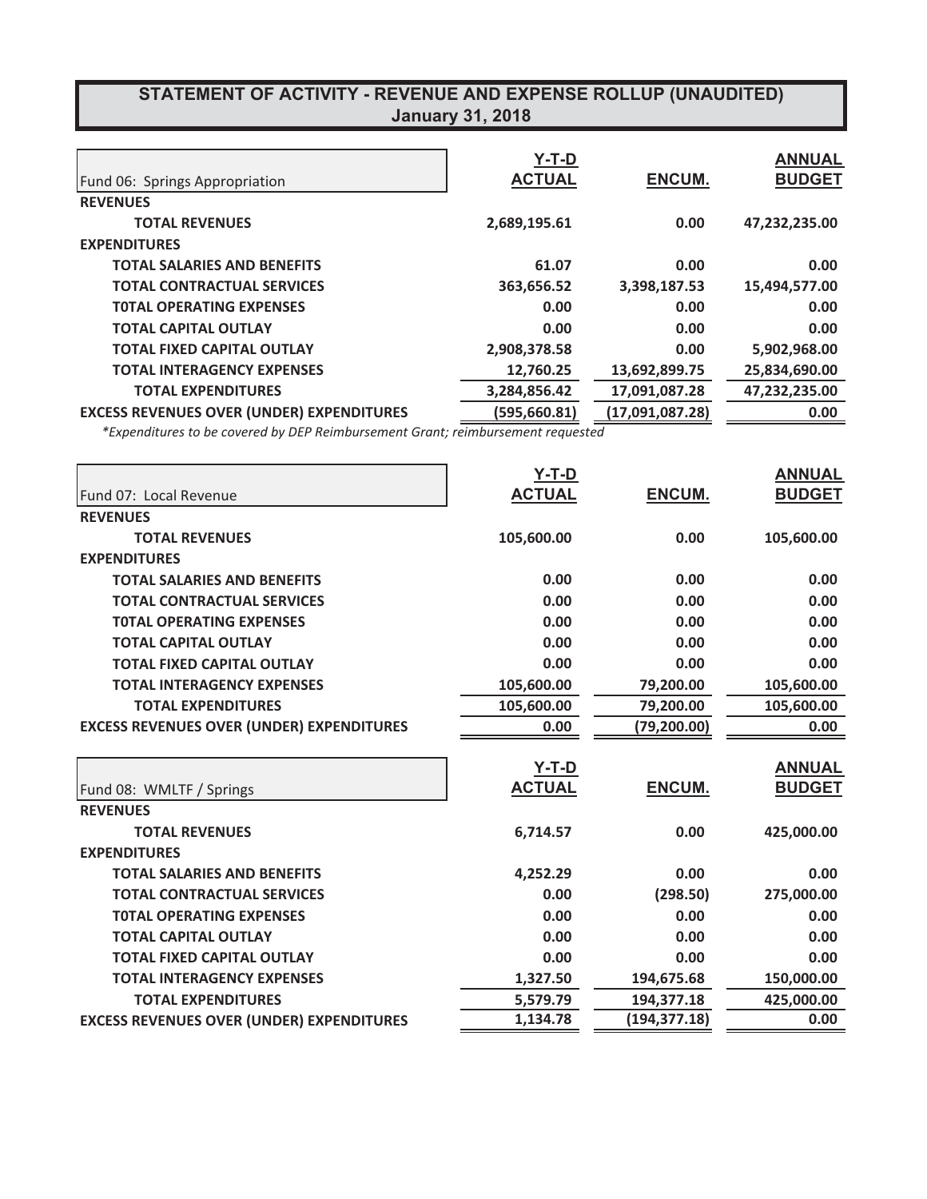# STATEMENT OF ACTIVITY - REVENUE AND EXPENSE ROLLUP (UNAUDITED)
## January 31, 2018

| Fund 06: Springs Appropriation | Y-T-D ACTUAL | ENCUM. | ANNUAL BUDGET |
|---|---|---|---|
| **REVENUES** | | | |
| **TOTAL REVENUES** | 2,689,195.61 | 0.00 | 47,232,235.00 |
| **EXPENDITURES** | | | |
| **TOTAL SALARIES AND BENEFITS** | 61.07 | 0.00 | 0.00 |
| **TOTAL CONTRACTUAL SERVICES** | 363,656.52 | 3,398,187.53 | 15,494,577.00 |
| **T0TAL OPERATING EXPENSES** | 0.00 | 0.00 | 0.00 |
| **TOTAL CAPITAL OUTLAY** | 0.00 | 0.00 | 0.00 |
| **TOTAL FIXED CAPITAL OUTLAY** | 2,908,378.58 | 0.00 | 5,902,968.00 |
| **TOTAL INTERAGENCY EXPENSES** | 12,760.25 | 13,692,899.75 | 25,834,690.00 |
| **TOTAL EXPENDITURES** | 3,284,856.42 | 17,091,087.28 | 47,232,235.00 |
| **EXCESS REVENUES OVER (UNDER) EXPENDITURES** | (595,660.81) | (17,091,087.28) | 0.00 |

*\*Expenditures to be covered by DEP Reimbursement Grant; reimbursement requested*

| Fund 07: Local Revenue | Y-T-D ACTUAL | ENCUM. | ANNUAL BUDGET |
|---|---|---|---|
| **REVENUES** | | | |
| **TOTAL REVENUES** | 105,600.00 | 0.00 | 105,600.00 |
| **EXPENDITURES** | | | |
| **TOTAL SALARIES AND BENEFITS** | 0.00 | 0.00 | 0.00 |
| **TOTAL CONTRACTUAL SERVICES** | 0.00 | 0.00 | 0.00 |
| **T0TAL OPERATING EXPENSES** | 0.00 | 0.00 | 0.00 |
| **TOTAL CAPITAL OUTLAY** | 0.00 | 0.00 | 0.00 |
| **TOTAL FIXED CAPITAL OUTLAY** | 0.00 | 0.00 | 0.00 |
| **TOTAL INTERAGENCY EXPENSES** | 105,600.00 | 79,200.00 | 105,600.00 |
| **TOTAL EXPENDITURES** | 105,600.00 | 79,200.00 | 105,600.00 |
| **EXCESS REVENUES OVER (UNDER) EXPENDITURES** | 0.00 | (79,200.00) | 0.00 |

| Fund 08: WMLTF / Springs | Y-T-D ACTUAL | ENCUM. | ANNUAL BUDGET |
|---|---|---|---|
| **REVENUES** | | | |
| **TOTAL REVENUES** | 6,714.57 | 0.00 | 425,000.00 |
| **EXPENDITURES** | | | |
| **TOTAL SALARIES AND BENEFITS** | 4,252.29 | 0.00 | 0.00 |
| **TOTAL CONTRACTUAL SERVICES** | 0.00 | (298.50) | 275,000.00 |
| **T0TAL OPERATING EXPENSES** | 0.00 | 0.00 | 0.00 |
| **TOTAL CAPITAL OUTLAY** | 0.00 | 0.00 | 0.00 |
| **TOTAL FIXED CAPITAL OUTLAY** | 0.00 | 0.00 | 0.00 |
| **TOTAL INTERAGENCY EXPENSES** | 1,327.50 | 194,675.68 | 150,000.00 |
| **TOTAL EXPENDITURES** | 5,579.79 | 194,377.18 | 425,000.00 |
| **EXCESS REVENUES OVER (UNDER) EXPENDITURES** | 1,134.78 | (194,377.18) | 0.00 |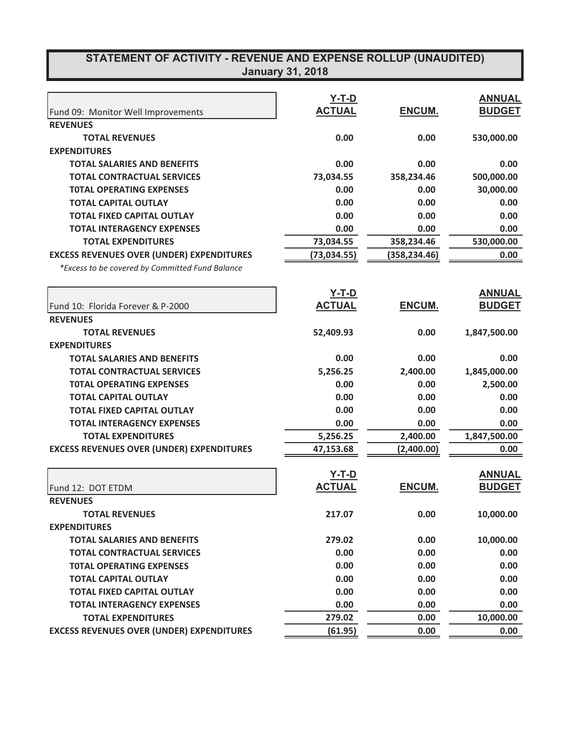## STATEMENT OF ACTIVITY - REVENUE AND EXPENSE ROLLUP (UNAUDITED)
### January 31, 2018

| Fund 09: Monitor Well Improvements | Y-T-D ACTUAL | ENCUM. | ANNUAL BUDGET |
|---|---|---|---|
| **REVENUES** | | | |
| **TOTAL REVENUES** | 0.00 | 0.00 | 530,000.00 |
| **EXPENDITURES** | | | |
| **TOTAL SALARIES AND BENEFITS** | 0.00 | 0.00 | 0.00 |
| **TOTAL CONTRACTUAL SERVICES** | 73,034.55 | 358,234.46 | 500,000.00 |
| **T0TAL OPERATING EXPENSES** | 0.00 | 0.00 | 30,000.00 |
| **TOTAL CAPITAL OUTLAY** | 0.00 | 0.00 | 0.00 |
| **TOTAL FIXED CAPITAL OUTLAY** | 0.00 | 0.00 | 0.00 |
| **TOTAL INTERAGENCY EXPENSES** | 0.00 | 0.00 | 0.00 |
| **TOTAL EXPENDITURES** | 73,034.55 | 358,234.46 | 530,000.00 |
| **EXCESS REVENUES OVER (UNDER) EXPENDITURES** | (73,034.55) | (358,234.46) | 0.00 |

*\*Excess to be covered by Committed Fund Balance*

| Fund 10: Florida Forever & P-2000 | Y-T-D ACTUAL | ENCUM. | ANNUAL BUDGET |
|---|---|---|---|
| **REVENUES** | | | |
| **TOTAL REVENUES** | 52,409.93 | 0.00 | 1,847,500.00 |
| **EXPENDITURES** | | | |
| **TOTAL SALARIES AND BENEFITS** | 0.00 | 0.00 | 0.00 |
| **TOTAL CONTRACTUAL SERVICES** | 5,256.25 | 2,400.00 | 1,845,000.00 |
| **T0TAL OPERATING EXPENSES** | 0.00 | 0.00 | 2,500.00 |
| **TOTAL CAPITAL OUTLAY** | 0.00 | 0.00 | 0.00 |
| **TOTAL FIXED CAPITAL OUTLAY** | 0.00 | 0.00 | 0.00 |
| **TOTAL INTERAGENCY EXPENSES** | 0.00 | 0.00 | 0.00 |
| **TOTAL EXPENDITURES** | 5,256.25 | 2,400.00 | 1,847,500.00 |
| **EXCESS REVENUES OVER (UNDER) EXPENDITURES** | 47,153.68 | (2,400.00) | 0.00 |

| Fund 12: DOT ETDM | Y-T-D ACTUAL | ENCUM. | ANNUAL BUDGET |
|---|---|---|---|
| **REVENUES** | | | |
| **TOTAL REVENUES** | 217.07 | 0.00 | 10,000.00 |
| **EXPENDITURES** | | | |
| **TOTAL SALARIES AND BENEFITS** | 279.02 | 0.00 | 10,000.00 |
| **TOTAL CONTRACTUAL SERVICES** | 0.00 | 0.00 | 0.00 |
| **T0TAL OPERATING EXPENSES** | 0.00 | 0.00 | 0.00 |
| **TOTAL CAPITAL OUTLAY** | 0.00 | 0.00 | 0.00 |
| **TOTAL FIXED CAPITAL OUTLAY** | 0.00 | 0.00 | 0.00 |
| **TOTAL INTERAGENCY EXPENSES** | 0.00 | 0.00 | 0.00 |
| **TOTAL EXPENDITURES** | 279.02 | 0.00 | 10,000.00 |
| **EXCESS REVENUES OVER (UNDER) EXPENDITURES** | (61.95) | 0.00 | 0.00 |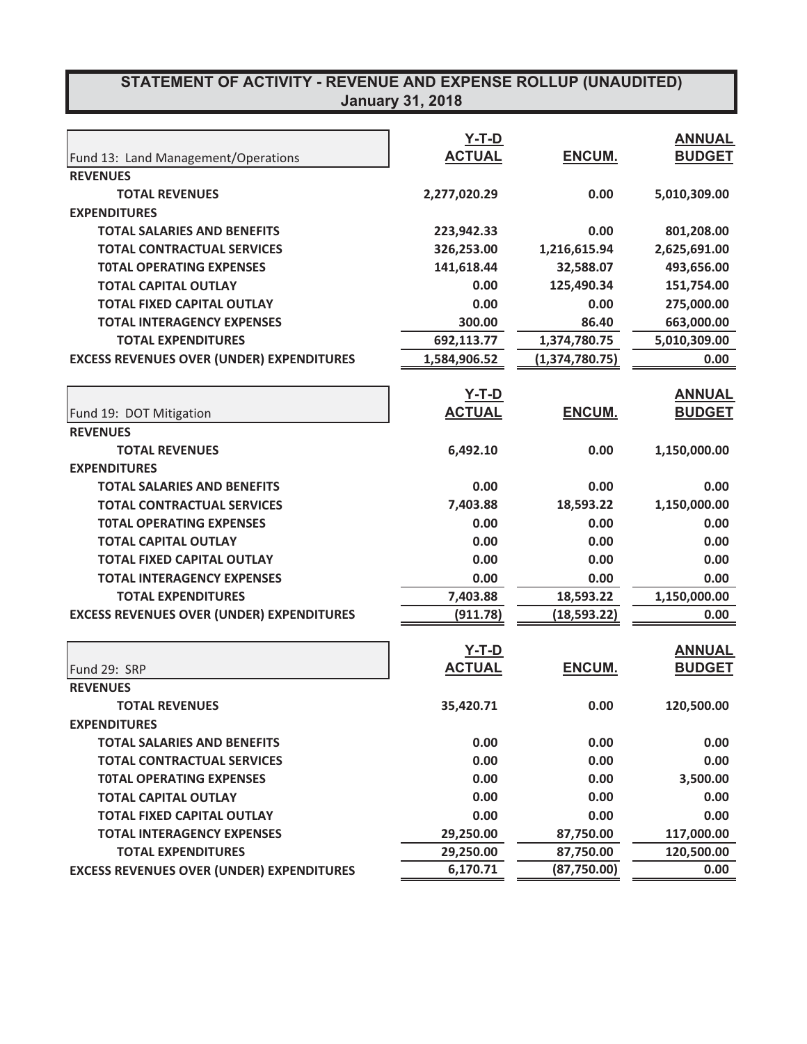# STATEMENT OF ACTIVITY - REVENUE AND EXPENSE ROLLUP (UNAUDITED)
## January 31, 2018

| Fund 13: Land Management/Operations | Y-T-D ACTUAL | ENCUM. | ANNUAL BUDGET |
|---|---|---|---|
| **REVENUES** | | | |
| **TOTAL REVENUES** | 2,277,020.29 | 0.00 | 5,010,309.00 |
| **EXPENDITURES** | | | |
| **TOTAL SALARIES AND BENEFITS** | 223,942.33 | 0.00 | 801,208.00 |
| **TOTAL CONTRACTUAL SERVICES** | 326,253.00 | 1,216,615.94 | 2,625,691.00 |
| **T0TAL OPERATING EXPENSES** | 141,618.44 | 32,588.07 | 493,656.00 |
| **TOTAL CAPITAL OUTLAY** | 0.00 | 125,490.34 | 151,754.00 |
| **TOTAL FIXED CAPITAL OUTLAY** | 0.00 | 0.00 | 275,000.00 |
| **TOTAL INTERAGENCY EXPENSES** | 300.00 | 86.40 | 663,000.00 |
| **TOTAL EXPENDITURES** | 692,113.77 | 1,374,780.75 | 5,010,309.00 |
| **EXCESS REVENUES OVER (UNDER) EXPENDITURES** | 1,584,906.52 | (1,374,780.75) | 0.00 |

| Fund 19: DOT Mitigation | Y-T-D ACTUAL | ENCUM. | ANNUAL BUDGET |
|---|---|---|---|
| **REVENUES** | | | |
| **TOTAL REVENUES** | 6,492.10 | 0.00 | 1,150,000.00 |
| **EXPENDITURES** | | | |
| **TOTAL SALARIES AND BENEFITS** | 0.00 | 0.00 | 0.00 |
| **TOTAL CONTRACTUAL SERVICES** | 7,403.88 | 18,593.22 | 1,150,000.00 |
| **T0TAL OPERATING EXPENSES** | 0.00 | 0.00 | 0.00 |
| **TOTAL CAPITAL OUTLAY** | 0.00 | 0.00 | 0.00 |
| **TOTAL FIXED CAPITAL OUTLAY** | 0.00 | 0.00 | 0.00 |
| **TOTAL INTERAGENCY EXPENSES** | 0.00 | 0.00 | 0.00 |
| **TOTAL EXPENDITURES** | 7,403.88 | 18,593.22 | 1,150,000.00 |
| **EXCESS REVENUES OVER (UNDER) EXPENDITURES** | (911.78) | (18,593.22) | 0.00 |

| Fund 29: SRP | Y-T-D ACTUAL | ENCUM. | ANNUAL BUDGET |
|---|---|---|---|
| **REVENUES** | | | |
| **TOTAL REVENUES** | 35,420.71 | 0.00 | 120,500.00 |
| **EXPENDITURES** | | | |
| **TOTAL SALARIES AND BENEFITS** | 0.00 | 0.00 | 0.00 |
| **TOTAL CONTRACTUAL SERVICES** | 0.00 | 0.00 | 0.00 |
| **T0TAL OPERATING EXPENSES** | 0.00 | 0.00 | 3,500.00 |
| **TOTAL CAPITAL OUTLAY** | 0.00 | 0.00 | 0.00 |
| **TOTAL FIXED CAPITAL OUTLAY** | 0.00 | 0.00 | 0.00 |
| **TOTAL INTERAGENCY EXPENSES** | 29,250.00 | 87,750.00 | 117,000.00 |
| **TOTAL EXPENDITURES** | 29,250.00 | 87,750.00 | 120,500.00 |
| **EXCESS REVENUES OVER (UNDER) EXPENDITURES** | 6,170.71 | (87,750.00) | 0.00 |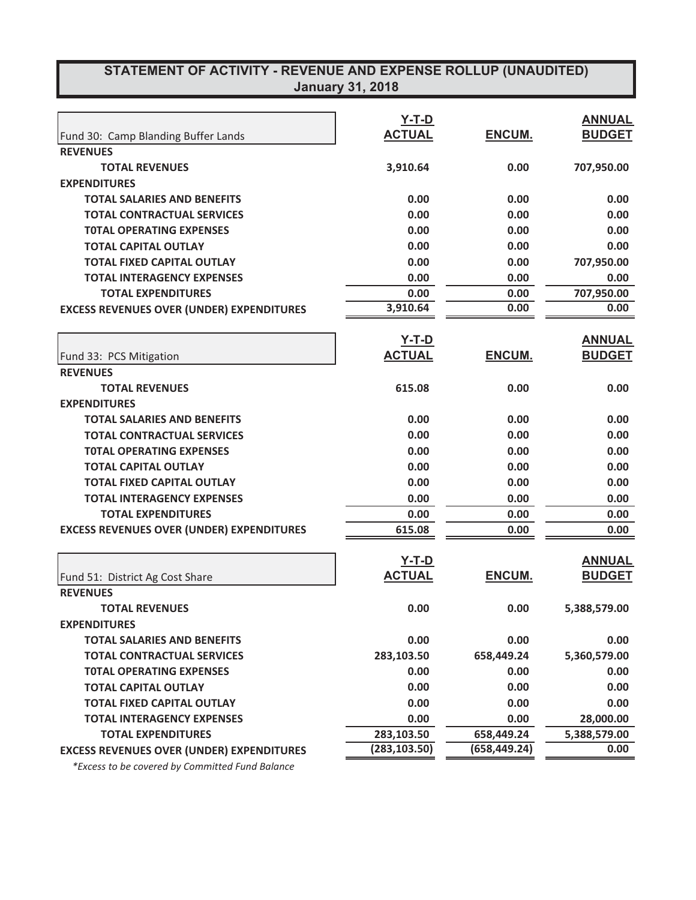## STATEMENT OF ACTIVITY - REVENUE AND EXPENSE ROLLUP (UNAUDITED)
### January 31, 2018

| Fund 30: Camp Blanding Buffer Lands | Y-T-D ACTUAL | ENCUM. | ANNUAL BUDGET |
|---|---|---|---|
| **REVENUES** | | | |
| **TOTAL REVENUES** | 3,910.64 | 0.00 | 707,950.00 |
| **EXPENDITURES** | | | |
| **TOTAL SALARIES AND BENEFITS** | 0.00 | 0.00 | 0.00 |
| **TOTAL CONTRACTUAL SERVICES** | 0.00 | 0.00 | 0.00 |
| **T0TAL OPERATING EXPENSES** | 0.00 | 0.00 | 0.00 |
| **TOTAL CAPITAL OUTLAY** | 0.00 | 0.00 | 0.00 |
| **TOTAL FIXED CAPITAL OUTLAY** | 0.00 | 0.00 | 707,950.00 |
| **TOTAL INTERAGENCY EXPENSES** | 0.00 | 0.00 | 0.00 |
| **TOTAL EXPENDITURES** | 0.00 | 0.00 | 707,950.00 |
| **EXCESS REVENUES OVER (UNDER) EXPENDITURES** | 3,910.64 | 0.00 | 0.00 |

| Fund 33: PCS Mitigation | Y-T-D ACTUAL | ENCUM. | ANNUAL BUDGET |
|---|---|---|---|
| **REVENUES** | | | |
| **TOTAL REVENUES** | 615.08 | 0.00 | 0.00 |
| **EXPENDITURES** | | | |
| **TOTAL SALARIES AND BENEFITS** | 0.00 | 0.00 | 0.00 |
| **TOTAL CONTRACTUAL SERVICES** | 0.00 | 0.00 | 0.00 |
| **T0TAL OPERATING EXPENSES** | 0.00 | 0.00 | 0.00 |
| **TOTAL CAPITAL OUTLAY** | 0.00 | 0.00 | 0.00 |
| **TOTAL FIXED CAPITAL OUTLAY** | 0.00 | 0.00 | 0.00 |
| **TOTAL INTERAGENCY EXPENSES** | 0.00 | 0.00 | 0.00 |
| **TOTAL EXPENDITURES** | 0.00 | 0.00 | 0.00 |
| **EXCESS REVENUES OVER (UNDER) EXPENDITURES** | 615.08 | 0.00 | 0.00 |

| Fund 51: District Ag Cost Share | Y-T-D ACTUAL | ENCUM. | ANNUAL BUDGET |
|---|---|---|---|
| **REVENUES** | | | |
| **TOTAL REVENUES** | 0.00 | 0.00 | 5,388,579.00 |
| **EXPENDITURES** | | | |
| **TOTAL SALARIES AND BENEFITS** | 0.00 | 0.00 | 0.00 |
| **TOTAL CONTRACTUAL SERVICES** | 283,103.50 | 658,449.24 | 5,360,579.00 |
| **T0TAL OPERATING EXPENSES** | 0.00 | 0.00 | 0.00 |
| **TOTAL CAPITAL OUTLAY** | 0.00 | 0.00 | 0.00 |
| **TOTAL FIXED CAPITAL OUTLAY** | 0.00 | 0.00 | 0.00 |
| **TOTAL INTERAGENCY EXPENSES** | 0.00 | 0.00 | 28,000.00 |
| **TOTAL EXPENDITURES** | 283,103.50 | 658,449.24 | 5,388,579.00 |
| **EXCESS REVENUES OVER (UNDER) EXPENDITURES** | (283,103.50) | (658,449.24) | 0.00 |

*\*Excess to be covered by Committed Fund Balance*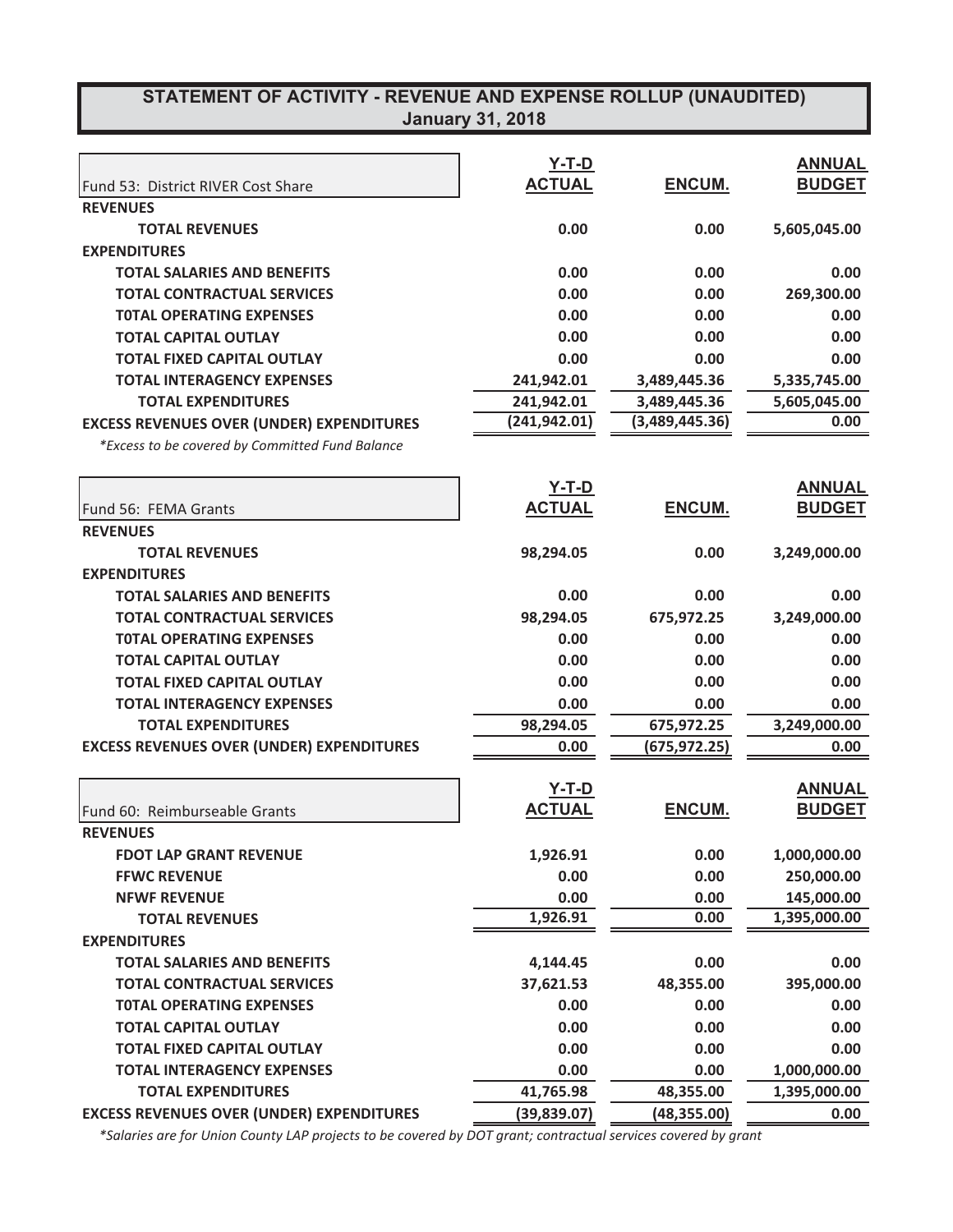## STATEMENT OF ACTIVITY - REVENUE AND EXPENSE ROLLUP (UNAUDITED)
### January 31, 2018

| Fund 53: District RIVER Cost Share | Y-T-D ACTUAL | ENCUM. | ANNUAL BUDGET |
|---|---|---|---|
| **REVENUES** | | | |
| **TOTAL REVENUES** | 0.00 | 0.00 | 5,605,045.00 |
| **EXPENDITURES** | | | |
| **TOTAL SALARIES AND BENEFITS** | 0.00 | 0.00 | 0.00 |
| **TOTAL CONTRACTUAL SERVICES** | 0.00 | 0.00 | 269,300.00 |
| **T0TAL OPERATING EXPENSES** | 0.00 | 0.00 | 0.00 |
| **TOTAL CAPITAL OUTLAY** | 0.00 | 0.00 | 0.00 |
| **TOTAL FIXED CAPITAL OUTLAY** | 0.00 | 0.00 | 0.00 |
| **TOTAL INTERAGENCY EXPENSES** | 241,942.01 | 3,489,445.36 | 5,335,745.00 |
| **TOTAL EXPENDITURES** | 241,942.01 | 3,489,445.36 | 5,605,045.00 |
| **EXCESS REVENUES OVER (UNDER) EXPENDITURES** | (241,942.01) | (3,489,445.36) | 0.00 |

*\*Excess to be covered by Committed Fund Balance*

| Fund 56: FEMA Grants | Y-T-D ACTUAL | ENCUM. | ANNUAL BUDGET |
|---|---|---|---|
| **REVENUES** | | | |
| **TOTAL REVENUES** | 98,294.05 | 0.00 | 3,249,000.00 |
| **EXPENDITURES** | | | |
| **TOTAL SALARIES AND BENEFITS** | 0.00 | 0.00 | 0.00 |
| **TOTAL CONTRACTUAL SERVICES** | 98,294.05 | 675,972.25 | 3,249,000.00 |
| **T0TAL OPERATING EXPENSES** | 0.00 | 0.00 | 0.00 |
| **TOTAL CAPITAL OUTLAY** | 0.00 | 0.00 | 0.00 |
| **TOTAL FIXED CAPITAL OUTLAY** | 0.00 | 0.00 | 0.00 |
| **TOTAL INTERAGENCY EXPENSES** | 0.00 | 0.00 | 0.00 |
| **TOTAL EXPENDITURES** | 98,294.05 | 675,972.25 | 3,249,000.00 |
| **EXCESS REVENUES OVER (UNDER) EXPENDITURES** | 0.00 | (675,972.25) | 0.00 |

| Fund 60: Reimburseable Grants | Y-T-D ACTUAL | ENCUM. | ANNUAL BUDGET |
|---|---|---|---|
| **REVENUES** | | | |
| **FDOT LAP GRANT REVENUE** | 1,926.91 | 0.00 | 1,000,000.00 |
| **FFWC REVENUE** | 0.00 | 0.00 | 250,000.00 |
| **NFWF REVENUE** | 0.00 | 0.00 | 145,000.00 |
| **TOTAL REVENUES** | 1,926.91 | 0.00 | 1,395,000.00 |
| **EXPENDITURES** | | | |
| **TOTAL SALARIES AND BENEFITS** | 4,144.45 | 0.00 | 0.00 |
| **TOTAL CONTRACTUAL SERVICES** | 37,621.53 | 48,355.00 | 395,000.00 |
| **T0TAL OPERATING EXPENSES** | 0.00 | 0.00 | 0.00 |
| **TOTAL CAPITAL OUTLAY** | 0.00 | 0.00 | 0.00 |
| **TOTAL FIXED CAPITAL OUTLAY** | 0.00 | 0.00 | 0.00 |
| **TOTAL INTERAGENCY EXPENSES** | 0.00 | 0.00 | 1,000,000.00 |
| **TOTAL EXPENDITURES** | 41,765.98 | 48,355.00 | 1,395,000.00 |
| **EXCESS REVENUES OVER (UNDER) EXPENDITURES** | (39,839.07) | (48,355.00) | 0.00 |

*\*Salaries are for Union County LAP projects to be covered by DOT grant; contractual services covered by grant*